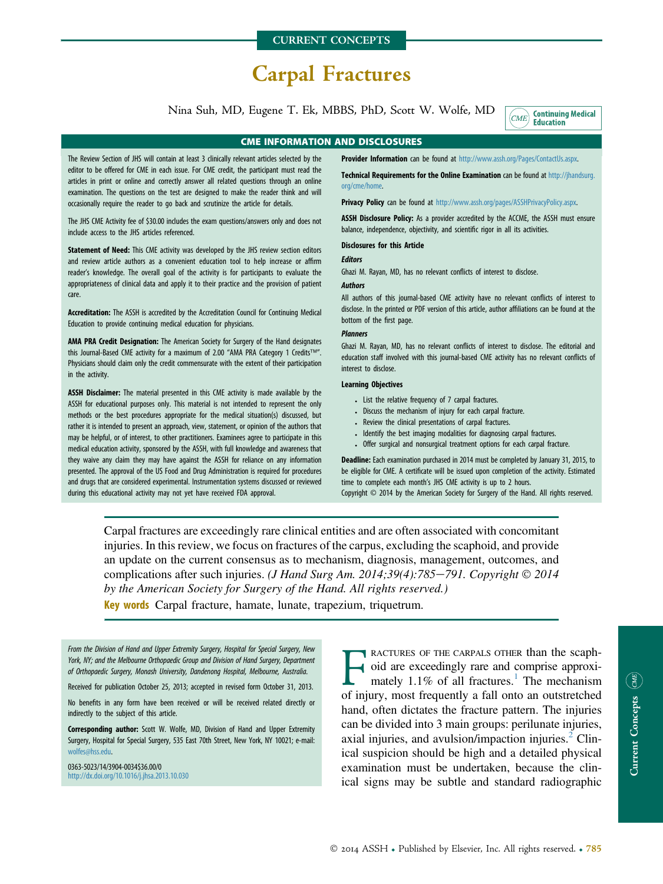CURRENT CONCEPTS

# Carpal Fractures

Nina Suh, MD, Eugene T. Ek, MBBS, PhD, Scott W. Wolfe, MD

Continuing Medical Education

## CME INFORMATION AND DISCLOSURES

The Review Section of JHS will contain at least 3 clinically relevant articles selected by the editor to be offered for CME in each issue. For CME credit, the participant must read the articles in print or online and correctly answer all related questions through an online examination. The questions on the test are designed to make the reader think and will occasionally require the reader to go back and scrutinize the article for details.

The JHS CME Activity fee of $30.00 includes the exam questions/answers only and does not include access to the JHS articles referenced.

**Statement of Need:** This CME activity was developed by the JHS review section editors and review article authors as a convenient education tool to help increase or affirm reader's knowledge. The overall goal of the activity is for participants to evaluate the appropriateness of clinical data and apply it to their practice and the provision of patient care.

**Accreditation:** The ASSH is accredited by the Accreditation Council for Continuing Medical Education to provide continuing medical education for physicians.

**AMA PRA Credit Designation:** The American Society for Surgery of the Hand designates this Journal-Based CME activity for a maximum of 2.00 "AMA PRA Category 1 Credits™". Physicians should claim only the credit commensurate with the extent of their participation in the activity.

**ASSH Disclaimer:** The material presented in this CME activity is made available by the ASSH for educational purposes only. This material is not intended to represent the only methods or the best procedures appropriate for the medical situation(s) discussed, but rather it is intended to present an approach, view, statement, or opinion of the authors that may be helpful, or of interest, to other practitioners. Examinees agree to participate in this medical education activity, sponsored by the ASSH, with full knowledge and awareness that they waive any claim they may have against the ASSH for reliance on any information presented. The approval of the US Food and Drug Administration is required for procedures and drugs that are considered experimental. Instrumentation systems discussed or reviewed during this educational activity may not yet have received FDA approval.

**Provider Information** can be found at http://www.assh.org/Pages/ContactUs.aspx.

**Technical Requirements for the Online Examination** can be found at http://jhandsurg.org/cme/home.

**Privacy Policy** can be found at http://www.assh.org/pages/ASSHPrivacyPolicy.aspx.

**ASSH Disclosure Policy:** As a provider accredited by the ACCME, the ASSH must ensure balance, independence, objectivity, and scientific rigor in all its activities.

**Disclosures for this Article**

***Editors***

Ghazi M. Rayan, MD, has no relevant conflicts of interest to disclose.

***Authors***

All authors of this journal-based CME activity have no relevant conflicts of interest to disclose. In the printed or PDF version of this article, author affiliations can be found at the bottom of the first page.

***Planners***

Ghazi M. Rayan, MD, has no relevant conflicts of interest to disclose. The editorial and education staff involved with this journal-based CME activity has no relevant conflicts of interest to disclose.

**Learning Objectives**

- List the relative frequency of 7 carpal fractures.
- Discuss the mechanism of injury for each carpal fracture.
- Review the clinical presentations of carpal fractures.
- Identify the best imaging modalities for diagnosing carpal fractures.
- Offer surgical and nonsurgical treatment options for each carpal fracture.

**Deadline:** Each examination purchased in 2014 must be completed by January 31, 2015, to be eligible for CME. A certificate will be issued upon completion of the activity. Estimated time to complete each month's JHS CME activity is up to 2 hours.

Copyright © 2014 by the American Society for Surgery of the Hand. All rights reserved.

Carpal fractures are exceedingly rare clinical entities and are often associated with concomitant injuries. In this review, we focus on fractures of the carpus, excluding the scaphoid, and provide an update on the current consensus as to mechanism, diagnosis, management, outcomes, and complications after such injuries. *(J Hand Surg Am. 2014;39(4):785–791. Copyright © 2014 by the American Society for Surgery of the Hand. All rights reserved.)*

**Key words** Carpal fracture, hamate, lunate, trapezium, triquetrum.

*From the Division of Hand and Upper Extremity Surgery, Hospital for Special Surgery, New York, NY; and the Melbourne Orthopaedic Group and Division of Hand Surgery, Department of Orthopaedic Surgery, Monash University, Dandenong Hospital, Melbourne, Australia.*

Received for publication October 25, 2013; accepted in revised form October 31, 2013.

No benefits in any form have been received or will be received related directly or indirectly to the subject of this article.

**Corresponding author:** Scott W. Wolfe, MD, Division of Hand and Upper Extremity Surgery, Hospital for Special Surgery, 535 East 70th Street, New York, NY 10021; e-mail: wolfes@hss.edu.

0363-5023/14/3904-0034$36.00/0
http://dx.doi.org/10.1016/j.jhsa.2013.10.030

FRACTURES OF THE CARPALS OTHER than the scaphoid are exceedingly rare and comprise approximately 1.1% of all fractures.[1] The mechanism of injury, most frequently a fall onto an outstretched hand, often dictates the fracture pattern. The injuries can be divided into 3 main groups: perilunate injuries, axial injuries, and avulsion/impaction injuries.[2] Clinical suspicion should be high and a detailed physical examination must be undertaken, because the clinical signs may be subtle and standard radiographic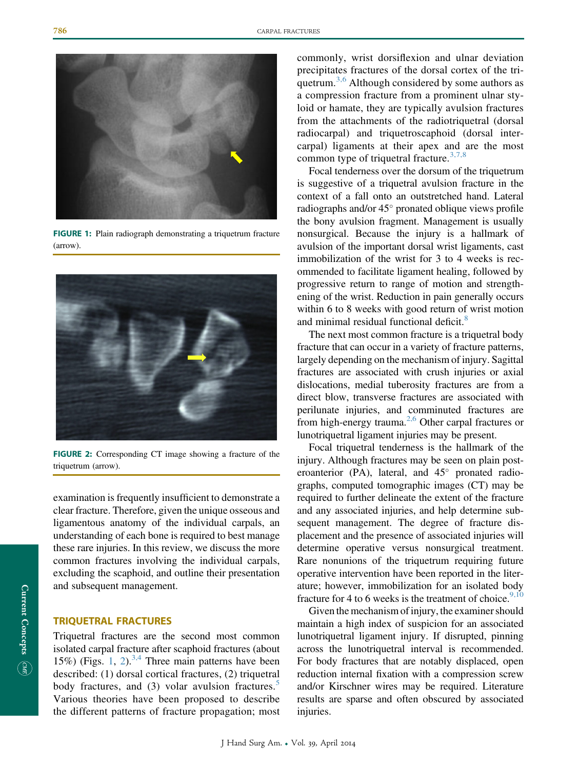FIGURE 1: Plain radiograph demonstrating a triquetrum fracture (arrow).

FIGURE 2: Corresponding CT image showing a fracture of the triquetrum (arrow).

examination is frequently insufficient to demonstrate a clear fracture. Therefore, given the unique osseous and ligamentous anatomy of the individual carpals, an understanding of each bone is required to best manage these rare injuries. In this review, we discuss the more common fractures involving the individual carpals, excluding the scaphoid, and outline their presentation and subsequent management.

## TRIQUETRAL FRACTURES

Triquetral fractures are the second most common isolated carpal fracture after scaphoid fractures (about 15%) (Figs. 1, 2).[3,4] Three main patterns have been described: (1) dorsal cortical fractures, (2) triquetral body fractures, and (3) volar avulsion fractures.[5] Various theories have been proposed to describe the different patterns of fracture propagation; most commonly, wrist dorsiflexion and ulnar deviation precipitates fractures of the dorsal cortex of the triquetrum.[3,6] Although considered by some authors as a compression fracture from a prominent ulnar styloid or hamate, they are typically avulsion fractures from the attachments of the radiotriquetral (dorsal radiocarpal) and triquetroscaphoid (dorsal intercarpal) ligaments at their apex and are the most common type of triquetral fracture.[3,7,8]

Focal tenderness over the dorsum of the triquetrum is suggestive of a triquetral avulsion fracture in the context of a fall onto an outstretched hand. Lateral radiographs and/or 45° pronated oblique views profile the bony avulsion fragment. Management is usually nonsurgical. Because the injury is a hallmark of avulsion of the important dorsal wrist ligaments, cast immobilization of the wrist for 3 to 4 weeks is recommended to facilitate ligament healing, followed by progressive return to range of motion and strengthening of the wrist. Reduction in pain generally occurs within 6 to 8 weeks with good return of wrist motion and minimal residual functional deficit.[8]

The next most common fracture is a triquetral body fracture that can occur in a variety of fracture patterns, largely depending on the mechanism of injury. Sagittal fractures are associated with crush injuries or axial dislocations, medial tuberosity fractures are from a direct blow, transverse fractures are associated with perilunate injuries, and comminuted fractures are from high-energy trauma.[2,6] Other carpal fractures or lunotriquetral ligament injuries may be present.

Focal triquetral tenderness is the hallmark of the injury. Although fractures may be seen on plain posteroanterior (PA), lateral, and 45° pronated radiographs, computed tomographic images (CT) may be required to further delineate the extent of the fracture and any associated injuries, and help determine subsequent management. The degree of fracture displacement and the presence of associated injuries will determine operative versus nonsurgical treatment. Rare nonunions of the triquetrum requiring future operative intervention have been reported in the literature; however, immobilization for an isolated body fracture for 4 to 6 weeks is the treatment of choice.[9,10]

Given the mechanism of injury, the examiner should maintain a high index of suspicion for an associated lunotriquetral ligament injury. If disrupted, pinning across the lunotriquetral interval is recommended. For body fractures that are notably displaced, open reduction internal fixation with a compression screw and/or Kirschner wires may be required. Literature results are sparse and often obscured by associated injuries.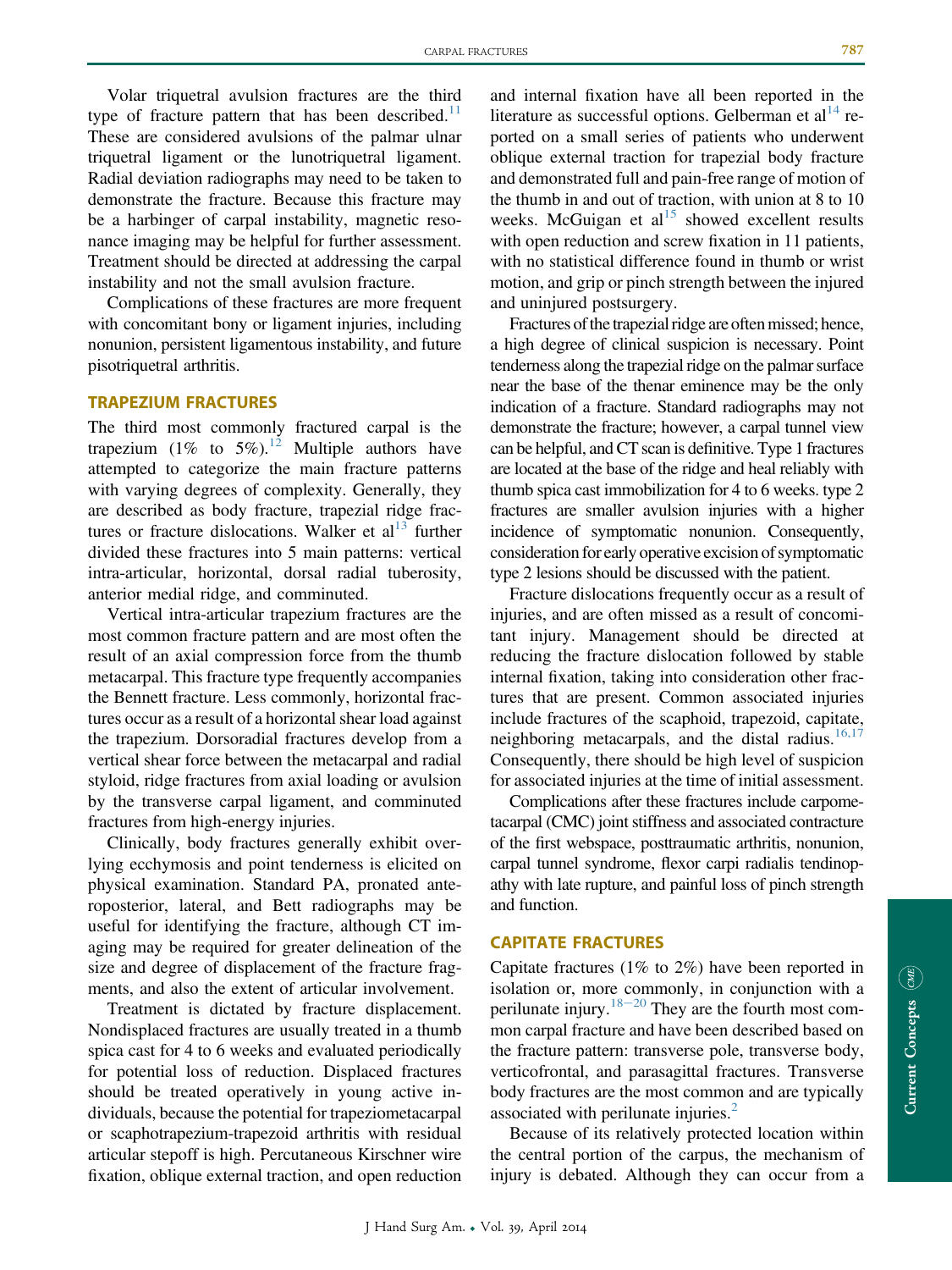Volar triquetral avulsion fractures are the third type of fracture pattern that has been described.[11] These are considered avulsions of the palmar ulnar triquetral ligament or the lunotriquetral ligament. Radial deviation radiographs may need to be taken to demonstrate the fracture. Because this fracture may be a harbinger of carpal instability, magnetic resonance imaging may be helpful for further assessment. Treatment should be directed at addressing the carpal instability and not the small avulsion fracture.

Complications of these fractures are more frequent with concomitant bony or ligament injuries, including nonunion, persistent ligamentous instability, and future pisotriquetral arthritis.

## TRAPEZIUM FRACTURES

The third most commonly fractured carpal is the trapezium (1% to 5%).[12] Multiple authors have attempted to categorize the main fracture patterns with varying degrees of complexity. Generally, they are described as body fracture, trapezial ridge fractures or fracture dislocations. Walker et al[13] further divided these fractures into 5 main patterns: vertical intra-articular, horizontal, dorsal radial tuberosity, anterior medial ridge, and comminuted.

Vertical intra-articular trapezium fractures are the most common fracture pattern and are most often the result of an axial compression force from the thumb metacarpal. This fracture type frequently accompanies the Bennett fracture. Less commonly, horizontal fractures occur as a result of a horizontal shear load against the trapezium. Dorsoradial fractures develop from a vertical shear force between the metacarpal and radial styloid, ridge fractures from axial loading or avulsion by the transverse carpal ligament, and comminuted fractures from high-energy injuries.

Clinically, body fractures generally exhibit overlying ecchymosis and point tenderness is elicited on physical examination. Standard PA, pronated anteroposterior, lateral, and Bett radiographs may be useful for identifying the fracture, although CT imaging may be required for greater delineation of the size and degree of displacement of the fracture fragments, and also the extent of articular involvement.

Treatment is dictated by fracture displacement. Nondisplaced fractures are usually treated in a thumb spica cast for 4 to 6 weeks and evaluated periodically for potential loss of reduction. Displaced fractures should be treated operatively in young active individuals, because the potential for trapeziometacarpal or scaphotrapezium-trapezoid arthritis with residual articular stepoff is high. Percutaneous Kirschner wire fixation, oblique external traction, and open reduction and internal fixation have all been reported in the literature as successful options. Gelberman et al[14] reported on a small series of patients who underwent oblique external traction for trapezial body fracture and demonstrated full and pain-free range of motion of the thumb in and out of traction, with union at 8 to 10 weeks. McGuigan et al[15] showed excellent results with open reduction and screw fixation in 11 patients, with no statistical difference found in thumb or wrist motion, and grip or pinch strength between the injured and uninjured postsurgery.

Fractures of the trapezial ridge are often missed; hence, a high degree of clinical suspicion is necessary. Point tenderness along the trapezial ridge on the palmar surface near the base of the thenar eminence may be the only indication of a fracture. Standard radiographs may not demonstrate the fracture; however, a carpal tunnel view can be helpful, and CT scan is definitive. Type 1 fractures are located at the base of the ridge and heal reliably with thumb spica cast immobilization for 4 to 6 weeks. type 2 fractures are smaller avulsion injuries with a higher incidence of symptomatic nonunion. Consequently, consideration for early operative excision of symptomatic type 2 lesions should be discussed with the patient.

Fracture dislocations frequently occur as a result of injuries, and are often missed as a result of concomitant injury. Management should be directed at reducing the fracture dislocation followed by stable internal fixation, taking into consideration other fractures that are present. Common associated injuries include fractures of the scaphoid, trapezoid, capitate, neighboring metacarpals, and the distal radius.[16,17] Consequently, there should be high level of suspicion for associated injuries at the time of initial assessment.

Complications after these fractures include carpometacarpal (CMC) joint stiffness and associated contracture of the first webspace, posttraumatic arthritis, nonunion, carpal tunnel syndrome, flexor carpi radialis tendinopathy with late rupture, and painful loss of pinch strength and function.

## CAPITATE FRACTURES

Capitate fractures (1% to 2%) have been reported in isolation or, more commonly, in conjunction with a perilunate injury.[18–20] They are the fourth most common carpal fracture and have been described based on the fracture pattern: transverse pole, transverse body, verticofrontal, and parasagittal fractures. Transverse body fractures are the most common and are typically associated with perilunate injuries.[2]

Because of its relatively protected location within the central portion of the carpus, the mechanism of injury is debated. Although they can occur from a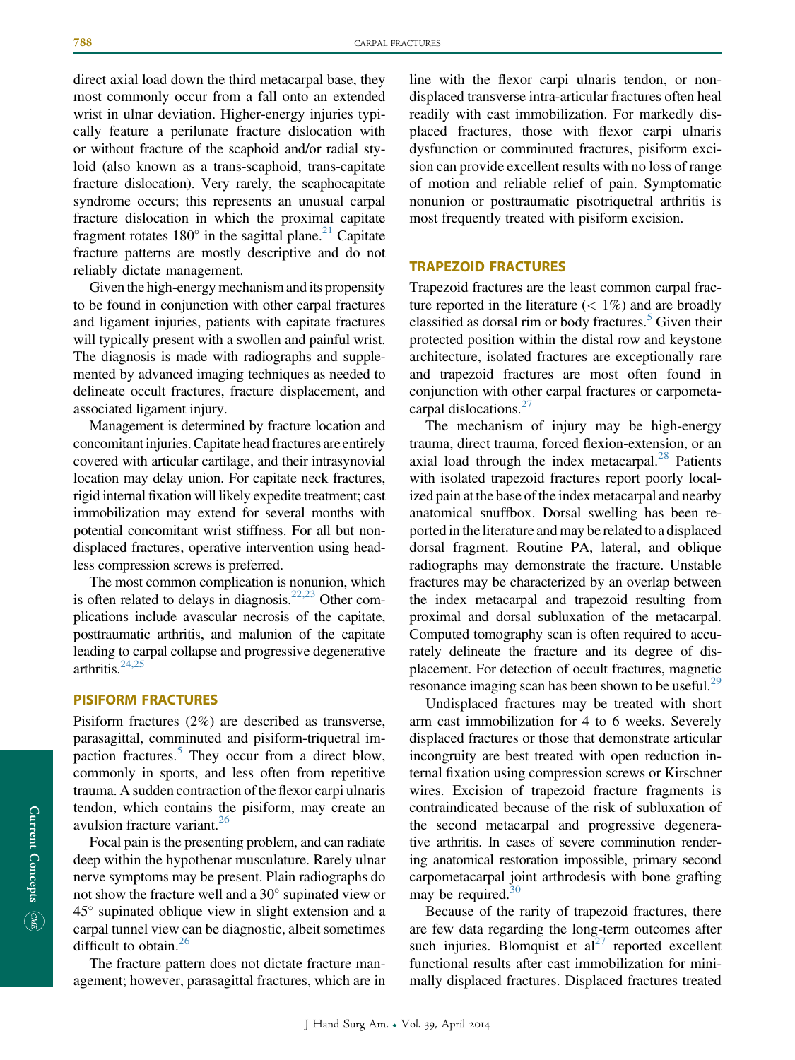direct axial load down the third metacarpal base, they most commonly occur from a fall onto an extended wrist in ulnar deviation. Higher-energy injuries typically feature a perilunate fracture dislocation with or without fracture of the scaphoid and/or radial styloid (also known as a trans-scaphoid, trans-capitate fracture dislocation). Very rarely, the scaphocapitate syndrome occurs; this represents an unusual carpal fracture dislocation in which the proximal capitate fragment rotates 180° in the sagittal plane.[21] Capitate fracture patterns are mostly descriptive and do not reliably dictate management.

Given the high-energy mechanism and its propensity to be found in conjunction with other carpal fractures and ligament injuries, patients with capitate fractures will typically present with a swollen and painful wrist. The diagnosis is made with radiographs and supplemented by advanced imaging techniques as needed to delineate occult fractures, fracture displacement, and associated ligament injury.

Management is determined by fracture location and concomitant injuries. Capitate head fractures are entirely covered with articular cartilage, and their intrasynovial location may delay union. For capitate neck fractures, rigid internal fixation will likely expedite treatment; cast immobilization may extend for several months with potential concomitant wrist stiffness. For all but nondisplaced fractures, operative intervention using headless compression screws is preferred.

The most common complication is nonunion, which is often related to delays in diagnosis.[22,23] Other complications include avascular necrosis of the capitate, posttraumatic arthritis, and malunion of the capitate leading to carpal collapse and progressive degenerative arthritis.[24,25]

## PISIFORM FRACTURES

Pisiform fractures (2%) are described as transverse, parasagittal, comminuted and pisiform-triquetral impaction fractures.[5] They occur from a direct blow, commonly in sports, and less often from repetitive trauma. A sudden contraction of the flexor carpi ulnaris tendon, which contains the pisiform, may create an avulsion fracture variant.[26]

Focal pain is the presenting problem, and can radiate deep within the hypothenar musculature. Rarely ulnar nerve symptoms may be present. Plain radiographs do not show the fracture well and a 30° supinated view or 45° supinated oblique view in slight extension and a carpal tunnel view can be diagnostic, albeit sometimes difficult to obtain.[26]

The fracture pattern does not dictate fracture management; however, parasagittal fractures, which are in line with the flexor carpi ulnaris tendon, or nondisplaced transverse intra-articular fractures often heal readily with cast immobilization. For markedly displaced fractures, those with flexor carpi ulnaris dysfunction or comminuted fractures, pisiform excision can provide excellent results with no loss of range of motion and reliable relief of pain. Symptomatic nonunion or posttraumatic pisotriquetral arthritis is most frequently treated with pisiform excision.

## TRAPEZOID FRACTURES

Trapezoid fractures are the least common carpal fracture reported in the literature (< 1%) and are broadly classified as dorsal rim or body fractures.[5] Given their protected position within the distal row and keystone architecture, isolated fractures are exceptionally rare and trapezoid fractures are most often found in conjunction with other carpal fractures or carpometacarpal dislocations.[27]

The mechanism of injury may be high-energy trauma, direct trauma, forced flexion-extension, or an axial load through the index metacarpal.[28] Patients with isolated trapezoid fractures report poorly localized pain at the base of the index metacarpal and nearby anatomical snuffbox. Dorsal swelling has been reported in the literature and may be related to a displaced dorsal fragment. Routine PA, lateral, and oblique radiographs may demonstrate the fracture. Unstable fractures may be characterized by an overlap between the index metacarpal and trapezoid resulting from proximal and dorsal subluxation of the metacarpal. Computed tomography scan is often required to accurately delineate the fracture and its degree of displacement. For detection of occult fractures, magnetic resonance imaging scan has been shown to be useful.[29]

Undisplaced fractures may be treated with short arm cast immobilization for 4 to 6 weeks. Severely displaced fractures or those that demonstrate articular incongruity are best treated with open reduction internal fixation using compression screws or Kirschner wires. Excision of trapezoid fracture fragments is contraindicated because of the risk of subluxation of the second metacarpal and progressive degenerative arthritis. In cases of severe comminution rendering anatomical restoration impossible, primary second carpometacarpal joint arthrodesis with bone grafting may be required.[30]

Because of the rarity of trapezoid fractures, there are few data regarding the long-term outcomes after such injuries. Blomquist et al[27] reported excellent functional results after cast immobilization for minimally displaced fractures. Displaced fractures treated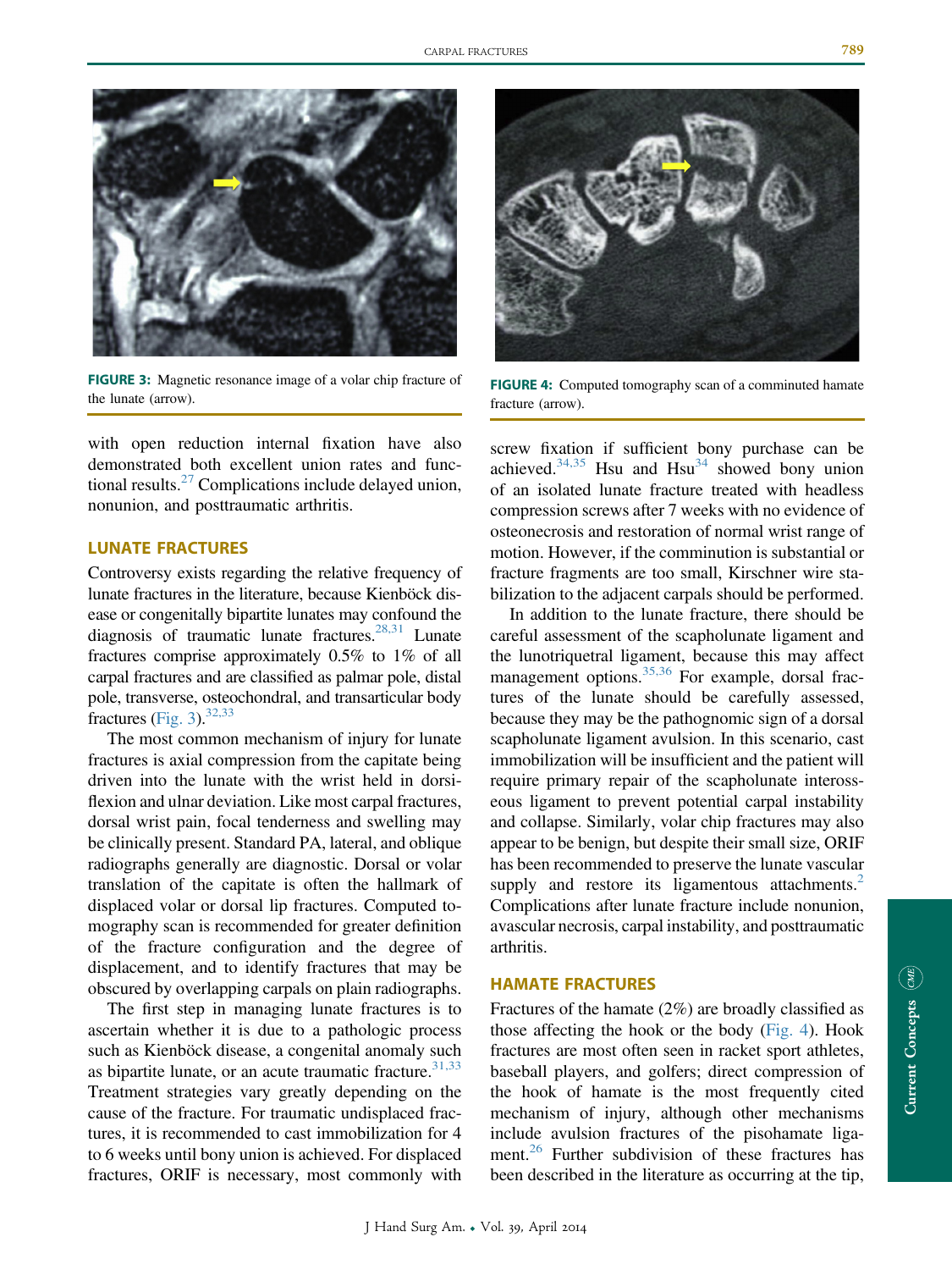FIGURE 3: Magnetic resonance image of a volar chip fracture of the lunate (arrow).

FIGURE 4: Computed tomography scan of a comminuted hamate fracture (arrow).

with open reduction internal fixation have also demonstrated both excellent union rates and functional results.[27] Complications include delayed union, nonunion, and posttraumatic arthritis.

## LUNATE FRACTURES

Controversy exists regarding the relative frequency of lunate fractures in the literature, because Kienböck disease or congenitally bipartite lunates may confound the diagnosis of traumatic lunate fractures.[28,31] Lunate fractures comprise approximately 0.5% to 1% of all carpal fractures and are classified as palmar pole, distal pole, transverse, osteochondral, and transarticular body fractures (Fig. 3).[32,33]

The most common mechanism of injury for lunate fractures is axial compression from the capitate being driven into the lunate with the wrist held in dorsiflexion and ulnar deviation. Like most carpal fractures, dorsal wrist pain, focal tenderness and swelling may be clinically present. Standard PA, lateral, and oblique radiographs generally are diagnostic. Dorsal or volar translation of the capitate is often the hallmark of displaced volar or dorsal lip fractures. Computed tomography scan is recommended for greater definition of the fracture configuration and the degree of displacement, and to identify fractures that may be obscured by overlapping carpals on plain radiographs.

The first step in managing lunate fractures is to ascertain whether it is due to a pathologic process such as Kienböck disease, a congenital anomaly such as bipartite lunate, or an acute traumatic fracture.[31,33] Treatment strategies vary greatly depending on the cause of the fracture. For traumatic undisplaced fractures, it is recommended to cast immobilization for 4 to 6 weeks until bony union is achieved. For displaced fractures, ORIF is necessary, most commonly with screw fixation if sufficient bony purchase can be achieved.[34,35] Hsu and Hsu[34] showed bony union of an isolated lunate fracture treated with headless compression screws after 7 weeks with no evidence of osteonecrosis and restoration of normal wrist range of motion. However, if the comminution is substantial or fracture fragments are too small, Kirschner wire stabilization to the adjacent carpals should be performed.

In addition to the lunate fracture, there should be careful assessment of the scapholunate ligament and the lunotriquetral ligament, because this may affect management options.[35,36] For example, dorsal fractures of the lunate should be carefully assessed, because they may be the pathognomic sign of a dorsal scapholunate ligament avulsion. In this scenario, cast immobilization will be insufficient and the patient will require primary repair of the scapholunate interosseous ligament to prevent potential carpal instability and collapse. Similarly, volar chip fractures may also appear to be benign, but despite their small size, ORIF has been recommended to preserve the lunate vascular supply and restore its ligamentous attachments.[2] Complications after lunate fracture include nonunion, avascular necrosis, carpal instability, and posttraumatic arthritis.

## HAMATE FRACTURES

Fractures of the hamate (2%) are broadly classified as those affecting the hook or the body (Fig. 4). Hook fractures are most often seen in racket sport athletes, baseball players, and golfers; direct compression of the hook of hamate is the most frequently cited mechanism of injury, although other mechanisms include avulsion fractures of the pisohamate ligament.[26] Further subdivision of these fractures has been described in the literature as occurring at the tip,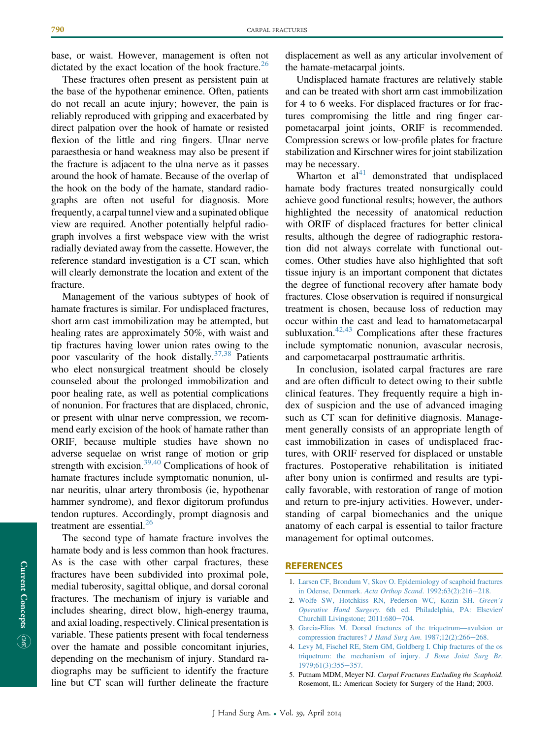base, or waist. However, management is often not dictated by the exact location of the hook fracture.[26]

These fractures often present as persistent pain at the base of the hypothenar eminence. Often, patients do not recall an acute injury; however, the pain is reliably reproduced with gripping and exacerbated by direct palpation over the hook of hamate or resisted flexion of the little and ring fingers. Ulnar nerve paraesthesia or hand weakness may also be present if the fracture is adjacent to the ulna nerve as it passes around the hook of hamate. Because of the overlap of the hook on the body of the hamate, standard radiographs are often not useful for diagnosis. More frequently, a carpal tunnel view and a supinated oblique view are required. Another potentially helpful radiograph involves a first webspace view with the wrist radially deviated away from the cassette. However, the reference standard investigation is a CT scan, which will clearly demonstrate the location and extent of the fracture.

Management of the various subtypes of hook of hamate fractures is similar. For undisplaced fractures, short arm cast immobilization may be attempted, but healing rates are approximately 50%, with waist and tip fractures having lower union rates owing to the poor vascularity of the hook distally.[37,38] Patients who elect nonsurgical treatment should be closely counseled about the prolonged immobilization and poor healing rate, as well as potential complications of nonunion. For fractures that are displaced, chronic, or present with ulnar nerve compression, we recommend early excision of the hook of hamate rather than ORIF, because multiple studies have shown no adverse sequelae on wrist range of motion or grip strength with excision.[39,40] Complications of hook of hamate fractures include symptomatic nonunion, ulnar neuritis, ulnar artery thrombosis (ie, hypothenar hammer syndrome), and flexor digitorum profundus tendon ruptures. Accordingly, prompt diagnosis and treatment are essential.[26]

The second type of hamate fracture involves the hamate body and is less common than hook fractures. As is the case with other carpal fractures, these fractures have been subdivided into proximal pole, medial tuberosity, sagittal oblique, and dorsal coronal fractures. The mechanism of injury is variable and includes shearing, direct blow, high-energy trauma, and axial loading, respectively. Clinical presentation is variable. These patients present with focal tenderness over the hamate and possible concomitant injuries, depending on the mechanism of injury. Standard radiographs may be sufficient to identify the fracture line but CT scan will further delineate the fracture displacement as well as any articular involvement of the hamate-metacarpal joints.

Undisplaced hamate fractures are relatively stable and can be treated with short arm cast immobilization for 4 to 6 weeks. For displaced fractures or for fractures compromising the little and ring finger carpometacarpal joint joints, ORIF is recommended. Compression screws or low-profile plates for fracture stabilization and Kirschner wires for joint stabilization may be necessary.

Wharton et al[41] demonstrated that undisplaced hamate body fractures treated nonsurgically could achieve good functional results; however, the authors highlighted the necessity of anatomical reduction with ORIF of displaced fractures for better clinical results, although the degree of radiographic restoration did not always correlate with functional outcomes. Other studies have also highlighted that soft tissue injury is an important component that dictates the degree of functional recovery after hamate body fractures. Close observation is required if nonsurgical treatment is chosen, because loss of reduction may occur within the cast and lead to hamatometacarpal subluxation.[42,43] Complications after these fractures include symptomatic nonunion, avascular necrosis, and carpometacarpal posttraumatic arthritis.

In conclusion, isolated carpal fractures are rare and are often difficult to detect owing to their subtle clinical features. They frequently require a high index of suspicion and the use of advanced imaging such as CT scan for definitive diagnosis. Management generally consists of an appropriate length of cast immobilization in cases of undisplaced fractures, with ORIF reserved for displaced or unstable fractures. Postoperative rehabilitation is initiated after bony union is confirmed and results are typically favorable, with restoration of range of motion and return to pre-injury activities. However, understanding of carpal biomechanics and the unique anatomy of each carpal is essential to tailor fracture management for optimal outcomes.

## REFERENCES

1. Larsen CF, Brondum V, Skov O. Epidemiology of scaphoid fractures in Odense, Denmark. *Acta Orthop Scand*. 1992;63(2):216–218.
2. Wolfe SW, Hotchkiss RN, Pederson WC, Kozin SH. *Green's Operative Hand Surgery*. 6th ed. Philadelphia, PA: Elsevier/Churchill Livingstone; 2011:680–704.
3. Garcia-Elias M. Dorsal fractures of the triquetrum—avulsion or compression fractures? *J Hand Surg Am*. 1987;12(2):266–268.
4. Levy M, Fischel RE, Stern GM, Goldberg I. Chip fractures of the os triquetrum: the mechanism of injury. *J Bone Joint Surg Br*. 1979;61(3):355–357.
5. Putnam MDM, Meyer NJ. *Carpal Fractures Excluding the Scaphoid*. Rosemont, IL: American Society for Surgery of the Hand; 2003.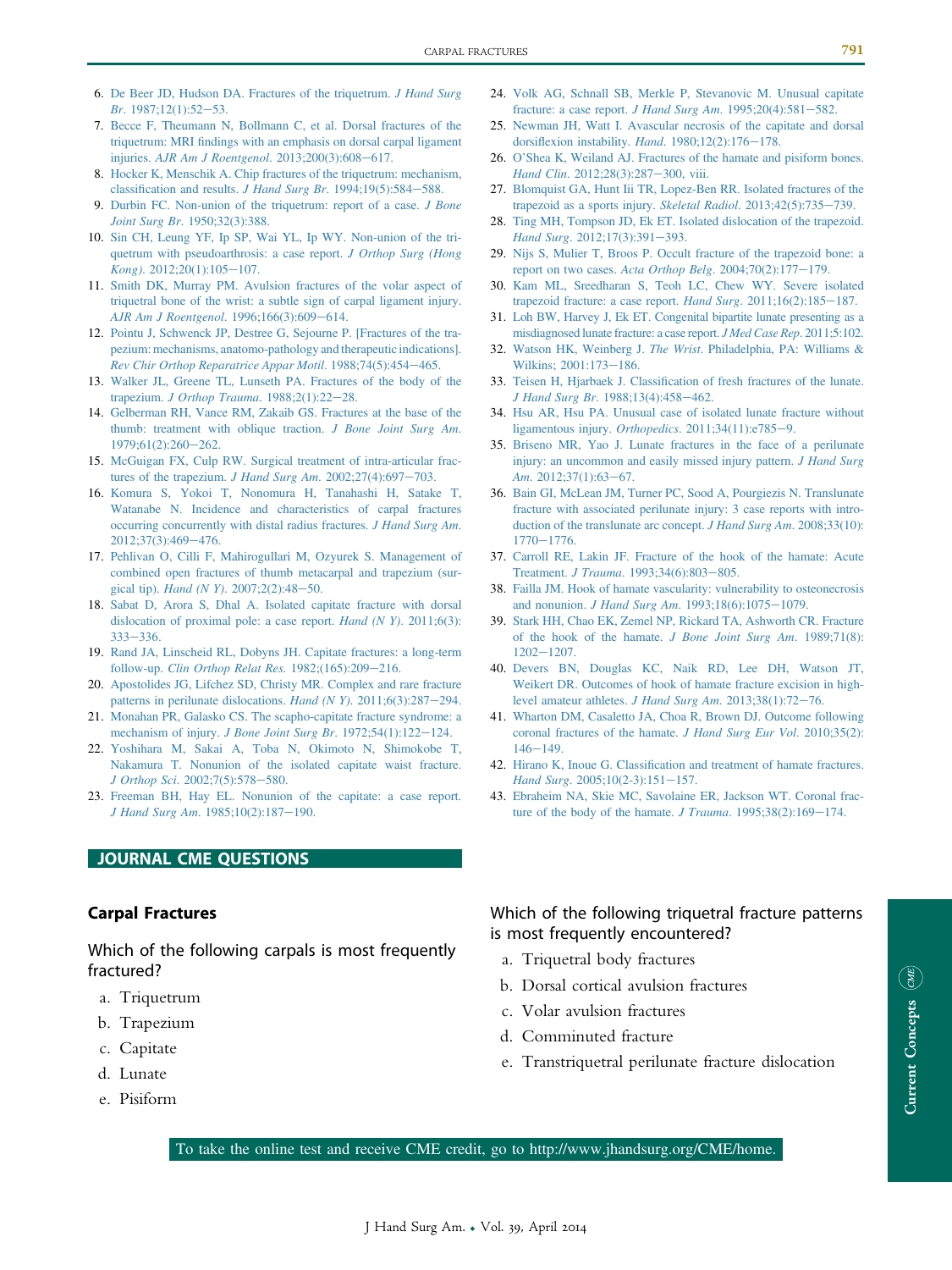6. De Beer JD, Hudson DA. Fractures of the triquetrum. *J Hand Surg Br*. 1987;12(1):52–53.
7. Becce F, Theumann N, Bollmann C, et al. Dorsal fractures of the triquetrum: MRI findings with an emphasis on dorsal carpal ligament injuries. *AJR Am J Roentgenol*. 2013;200(3):608–617.
8. Hocker K, Menschik A. Chip fractures of the triquetrum: mechanism, classification and results. *J Hand Surg Br*. 1994;19(5):584–588.
9. Durbin FC. Non-union of the triquetrum: report of a case. *J Bone Joint Surg Br*. 1950;32(3):388.
10. Sin CH, Leung YF, Ip SP, Wai YL, Ip WY. Non-union of the triquetrum with pseudoarthrosis: a case report. *J Orthop Surg (Hong Kong)*. 2012;20(1):105–107.
11. Smith DK, Murray PM. Avulsion fractures of the volar aspect of triquetral bone of the wrist: a subtle sign of carpal ligament injury. *AJR Am J Roentgenol*. 1996;166(3):609–614.
12. Pointu J, Schwenck JP, Destree G, Sejourne P. [Fractures of the trapezium: mechanisms, anatomo-pathology and therapeutic indications]. *Rev Chir Orthop Reparatrice Appar Motil*. 1988;74(5):454–465.
13. Walker JL, Greene TL, Lunseth PA. Fractures of the body of the trapezium. *J Orthop Trauma*. 1988;2(1):22–28.
14. Gelberman RH, Vance RM, Zakaib GS. Fractures at the base of the thumb: treatment with oblique traction. *J Bone Joint Surg Am*. 1979;61(2):260–262.
15. McGuigan FX, Culp RW. Surgical treatment of intra-articular fractures of the trapezium. *J Hand Surg Am*. 2002;27(4):697–703.
16. Komura S, Yokoi T, Nonomura H, Tanahashi H, Satake T, Watanabe N. Incidence and characteristics of carpal fractures occurring concurrently with distal radius fractures. *J Hand Surg Am*. 2012;37(3):469–476.
17. Pehlivan O, Cilli F, Mahirogullari M, Ozyurek S. Management of combined open fractures of thumb metacarpal and trapezium (surgical tip). *Hand (N Y)*. 2007;2(2):48–50.
18. Sabat D, Arora S, Dhal A. Isolated capitate fracture with dorsal dislocation of proximal pole: a case report. *Hand (N Y)*. 2011;6(3):333–336.
19. Rand JA, Linscheid RL, Dobyns JH. Capitate fractures: a long-term follow-up. *Clin Orthop Relat Res*. 1982;(165):209–216.
20. Apostolides JG, Lifchez SD, Christy MR. Complex and rare fracture patterns in perilunate dislocations. *Hand (N Y)*. 2011;6(3):287–294.
21. Monahan PR, Galasko CS. The scapho-capitate fracture syndrome: a mechanism of injury. *J Bone Joint Surg Br*. 1972;54(1):122–124.
22. Yoshihara M, Sakai A, Toba N, Okimoto N, Shimokobe T, Nakamura T. Nonunion of the isolated capitate waist fracture. *J Orthop Sci*. 2002;7(5):578–580.
23. Freeman BH, Hay EL. Nonunion of the capitate: a case report. *J Hand Surg Am*. 1985;10(2):187–190.
24. Volk AG, Schnall SB, Merkle P, Stevanovic M. Unusual capitate fracture: a case report. *J Hand Surg Am*. 1995;20(4):581–582.
25. Newman JH, Watt I. Avascular necrosis of the capitate and dorsal dorsiflexion instability. *Hand*. 1980;12(2):176–178.
26. O'Shea K, Weiland AJ. Fractures of the hamate and pisiform bones. *Hand Clin*. 2012;28(3):287–300, viii.
27. Blomquist GA, Hunt Iii TR, Lopez-Ben RR. Isolated fractures of the trapezoid as a sports injury. *Skeletal Radiol*. 2013;42(5):735–739.
28. Ting MH, Tompson JD, Ek ET. Isolated dislocation of the trapezoid. *Hand Surg*. 2012;17(3):391–393.
29. Nijs S, Mulier T, Broos P. Occult fracture of the trapezoid bone: a report on two cases. *Acta Orthop Belg*. 2004;70(2):177–179.
30. Kam ML, Sreedharan S, Teoh LC, Chew WY. Severe isolated trapezoid fracture: a case report. *Hand Surg*. 2011;16(2):185–187.
31. Loh BW, Harvey J, Ek ET. Congenital bipartite lunate presenting as a misdiagnosed lunate fracture: a case report. *J Med Case Rep*. 2011;5:102.
32. Watson HK, Weinberg J. *The Wrist*. Philadelphia, PA: Williams & Wilkins; 2001:173–186.
33. Teisen H, Hjarbaek J. Classification of fresh fractures of the lunate. *J Hand Surg Br*. 1988;13(4):458–462.
34. Hsu AR, Hsu PA. Unusual case of isolated lunate fracture without ligamentous injury. *Orthopedics*. 2011;34(11):e785–9.
35. Briseno MR, Yao J. Lunate fractures in the face of a perilunate injury: an uncommon and easily missed injury pattern. *J Hand Surg Am*. 2012;37(1):63–67.
36. Bain GI, McLean JM, Turner PC, Sood A, Pourgiezis N. Translunate fracture with associated perilunate injury: 3 case reports with introduction of the translunate arc concept. *J Hand Surg Am*. 2008;33(10):1770–1776.
37. Carroll RE, Lakin JF. Fracture of the hook of the hamate: Acute Treatment. *J Trauma*. 1993;34(6):803–805.
38. Failla JM. Hook of hamate vascularity: vulnerability to osteonecrosis and nonunion. *J Hand Surg Am*. 1993;18(6):1075–1079.
39. Stark HH, Chao EK, Zemel NP, Rickard TA, Ashworth CR. Fracture of the hook of the hamate. *J Bone Joint Surg Am*. 1989;71(8):1202–1207.
40. Devers BN, Douglas KC, Naik RD, Lee DH, Watson JT, Weikert DR. Outcomes of hook of hamate fracture excision in high-level amateur athletes. *J Hand Surg Am*. 2013;38(1):72–76.
41. Wharton DM, Casaletto JA, Choa R, Brown DJ. Outcome following coronal fractures of the hamate. *J Hand Surg Eur Vol*. 2010;35(2):146–149.
42. Hirano K, Inoue G. Classification and treatment of hamate fractures. *Hand Surg*. 2005;10(2-3):151–157.
43. Ebraheim NA, Skie MC, Savolaine ER, Jackson WT. Coronal fracture of the body of the hamate. *J Trauma*. 1995;38(2):169–174.

## JOURNAL CME QUESTIONS

### Carpal Fractures

Which of the following carpals is most frequently fractured?

a. Triquetrum
b. Trapezium
c. Capitate
d. Lunate
e. Pisiform

Which of the following triquetral fracture patterns is most frequently encountered?

a. Triquetral body fractures
b. Dorsal cortical avulsion fractures
c. Volar avulsion fractures
d. Comminuted fracture
e. Transtriquetral perilunate fracture dislocation

To take the online test and receive CME credit, go to http://www.jhandsurg.org/CME/home.